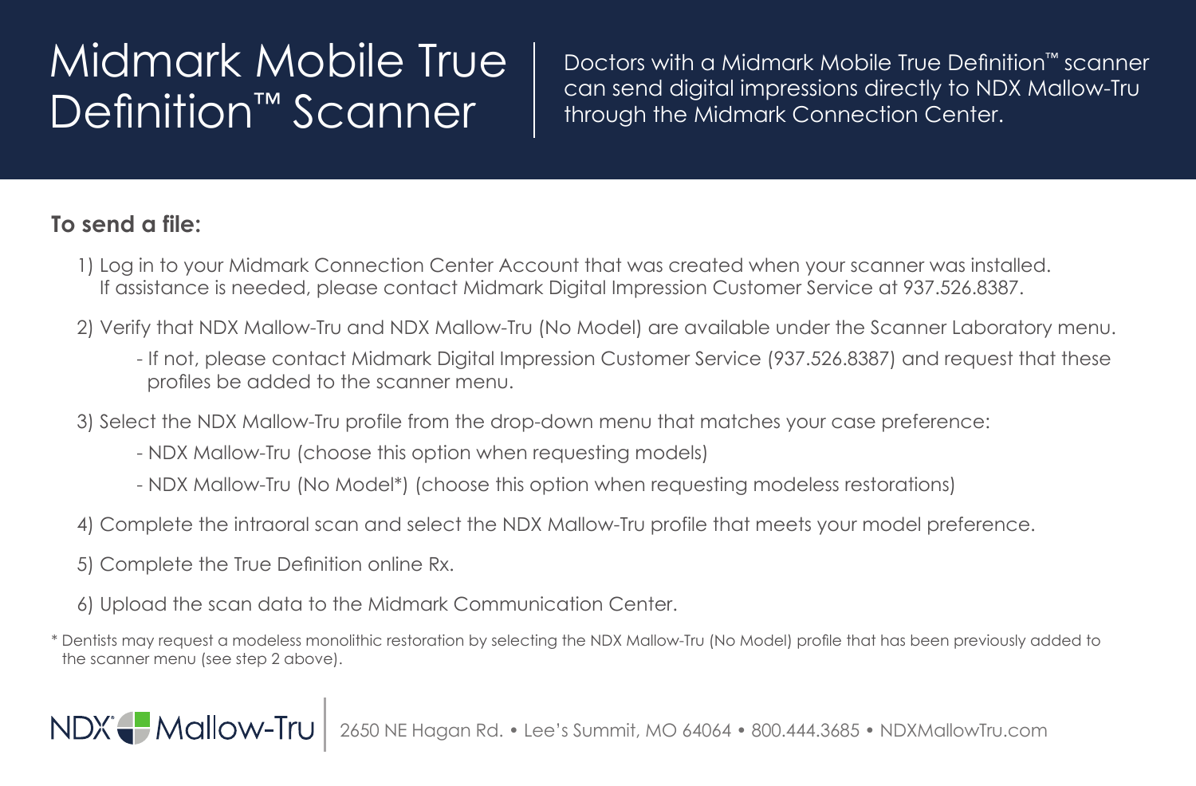# Midmark Mobile True Definition™ Scanner

Doctors with a Midmark Mobile True Definition™ scanner can send digital impressions directly to NDX Mallow-Tru through the Midmark Connection Center.

**To send a file:**

1) Log in to your Midmark Connection Center Account that was created when your scanner was installed. If assistance is needed, please contact Midmark Digital Impression Customer Service at 937.526.8387.

2) Verify that NDX Mallow-Tru and NDX Mallow-Tru (No Model) are available under the Scanner Laboratory menu.
   - If not, please contact Midmark Digital Impression Customer Service (937.526.8387) and request that these profiles be added to the scanner menu.

3) Select the NDX Mallow-Tru profile from the drop-down menu that matches your case preference:
   - NDX Mallow-Tru (choose this option when requesting models)
   - NDX Mallow-Tru (No Model*) (choose this option when requesting modeless restorations)

4) Complete the intraoral scan and select the NDX Mallow-Tru profile that meets your model preference.

5) Complete the True Definition online Rx.

6) Upload the scan data to the Midmark Communication Center.

* Dentists may request a modeless monolithic restoration by selecting the NDX Mallow-Tru (No Model) profile that has been previously added to the scanner menu (see step 2 above).

NDX Mallow-Tru | 2650 NE Hagan Rd. • Lee's Summit, MO 64064 • 800.444.3685 • NDXMallowTru.com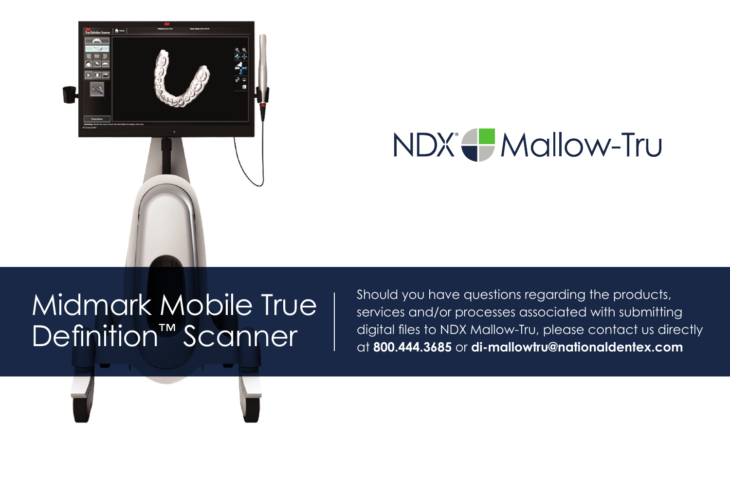NDX® Mallow-Tru

# Midmark Mobile True Definition™ Scanner

Should you have questions regarding the products, services and/or processes associated with submitting digital files to NDX Mallow-Tru, please contact us directly at **800.444.3685** or **di-mallowtru@nationaldentex.com**